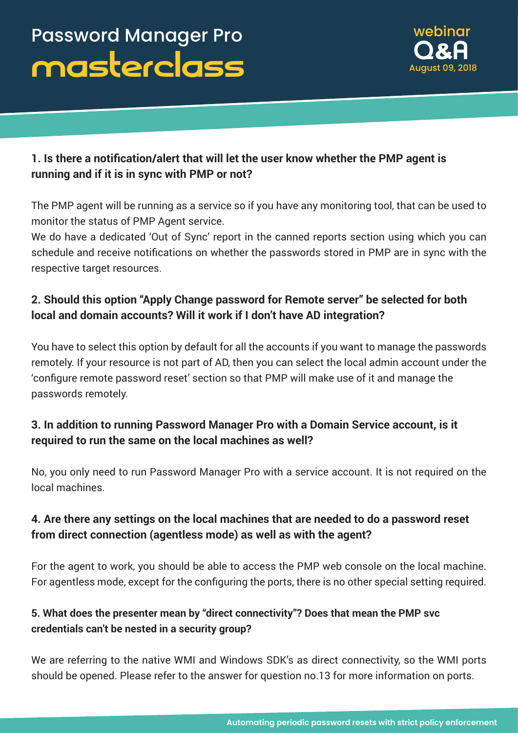# Password Manager Pro masterclass

webinar Q&A
August 09, 2018

**1. Is there a notification/alert that will let the user know whether the PMP agent is running and if it is in sync with PMP or not?**

The PMP agent will be running as a service so if you have any monitoring tool, that can be used to monitor the status of PMP Agent service.
We do have a dedicated 'Out of Sync' report in the canned reports section using which you can schedule and receive notifications on whether the passwords stored in PMP are in sync with the respective target resources.

**2. Should this option "Apply Change password for Remote server" be selected for both local and domain accounts? Will it work if I don't have AD integration?**

You have to select this option by default for all the accounts if you want to manage the passwords remotely. If your resource is not part of AD, then you can select the local admin account under the 'configure remote password reset' section so that PMP will make use of it and manage the passwords remotely.

**3. In addition to running Password Manager Pro with a Domain Service account, is it required to run the same on the local machines as well?**

No, you only need to run Password Manager Pro with a service account. It is not required on the local machines.

**4. Are there any settings on the local machines that are needed to do a password reset from direct connection (agentless mode) as well as with the agent?**

For the agent to work, you should be able to access the PMP web console on the local machine. For agentless mode, except for the configuring the ports, there is no other special setting required.

**5. What does the presenter mean by "direct connectivity"? Does that mean the PMP svc credentials can't be nested in a security group?**

We are referring to the native WMI and Windows SDK's as direct connectivity, so the WMI ports should be opened. Please refer to the answer for question no.13 for more information on ports.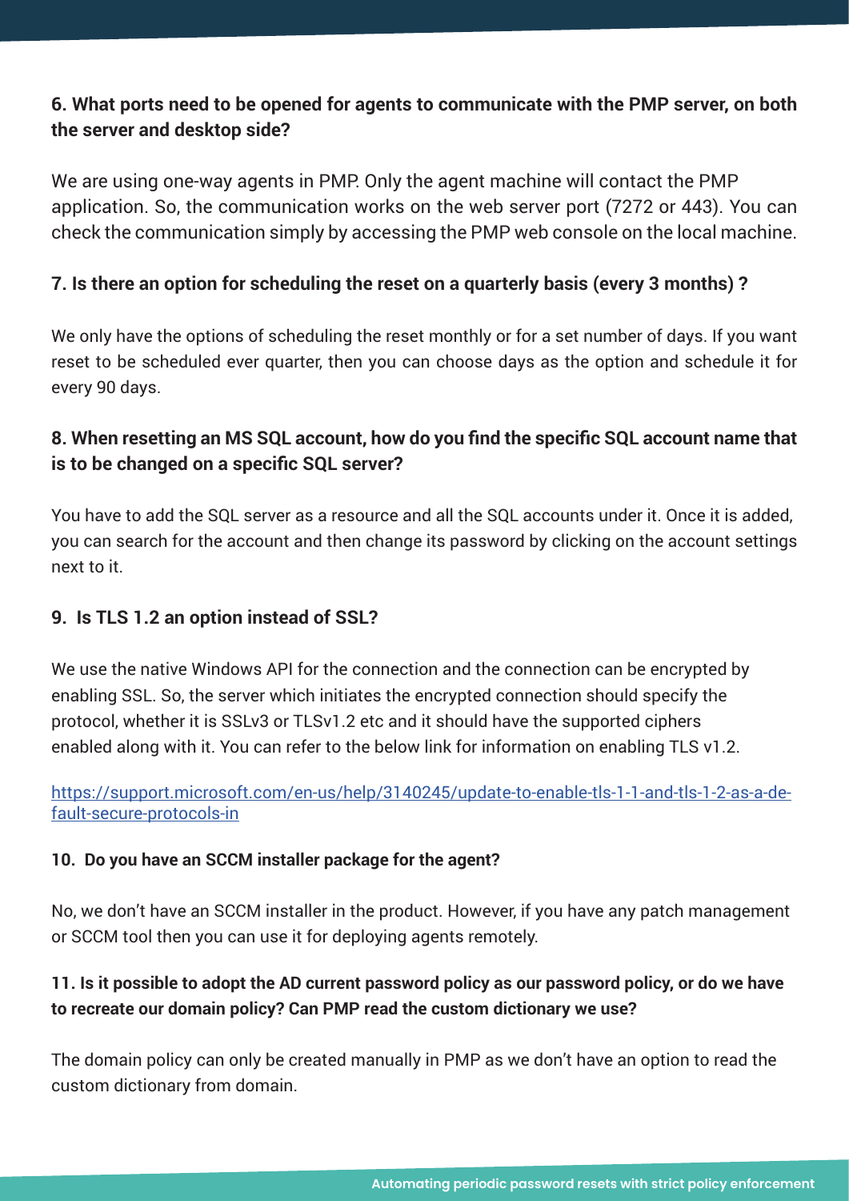**6. What ports need to be opened for agents to communicate with the PMP server, on both the server and desktop side?**

We are using one-way agents in PMP. Only the agent machine will contact the PMP application. So, the communication works on the web server port (7272 or 443). You can check the communication simply by accessing the PMP web console on the local machine.

**7. Is there an option for scheduling the reset on a quarterly basis (every 3 months) ?**

We only have the options of scheduling the reset monthly or for a set number of days. If you want reset to be scheduled ever quarter, then you can choose days as the option and schedule it for every 90 days.

**8. When resetting an MS SQL account, how do you find the specific SQL account name that is to be changed on a specific SQL server?**

You have to add the SQL server as a resource and all the SQL accounts under it. Once it is added, you can search for the account and then change its password by clicking on the account settings next to it.

**9. Is TLS 1.2 an option instead of SSL?**

We use the native Windows API for the connection and the connection can be encrypted by enabling SSL. So, the server which initiates the encrypted connection should specify the protocol, whether it is SSLv3 or TLSv1.2 etc and it should have the supported ciphers enabled along with it. You can refer to the below link for information on enabling TLS v1.2.

https://support.microsoft.com/en-us/help/3140245/update-to-enable-tls-1-1-and-tls-1-2-as-a-default-secure-protocols-in

**10. Do you have an SCCM installer package for the agent?**

No, we don't have an SCCM installer in the product. However, if you have any patch management or SCCM tool then you can use it for deploying agents remotely.

**11. Is it possible to adopt the AD current password policy as our password policy, or do we have to recreate our domain policy? Can PMP read the custom dictionary we use?**

The domain policy can only be created manually in PMP as we don't have an option to read the custom dictionary from domain.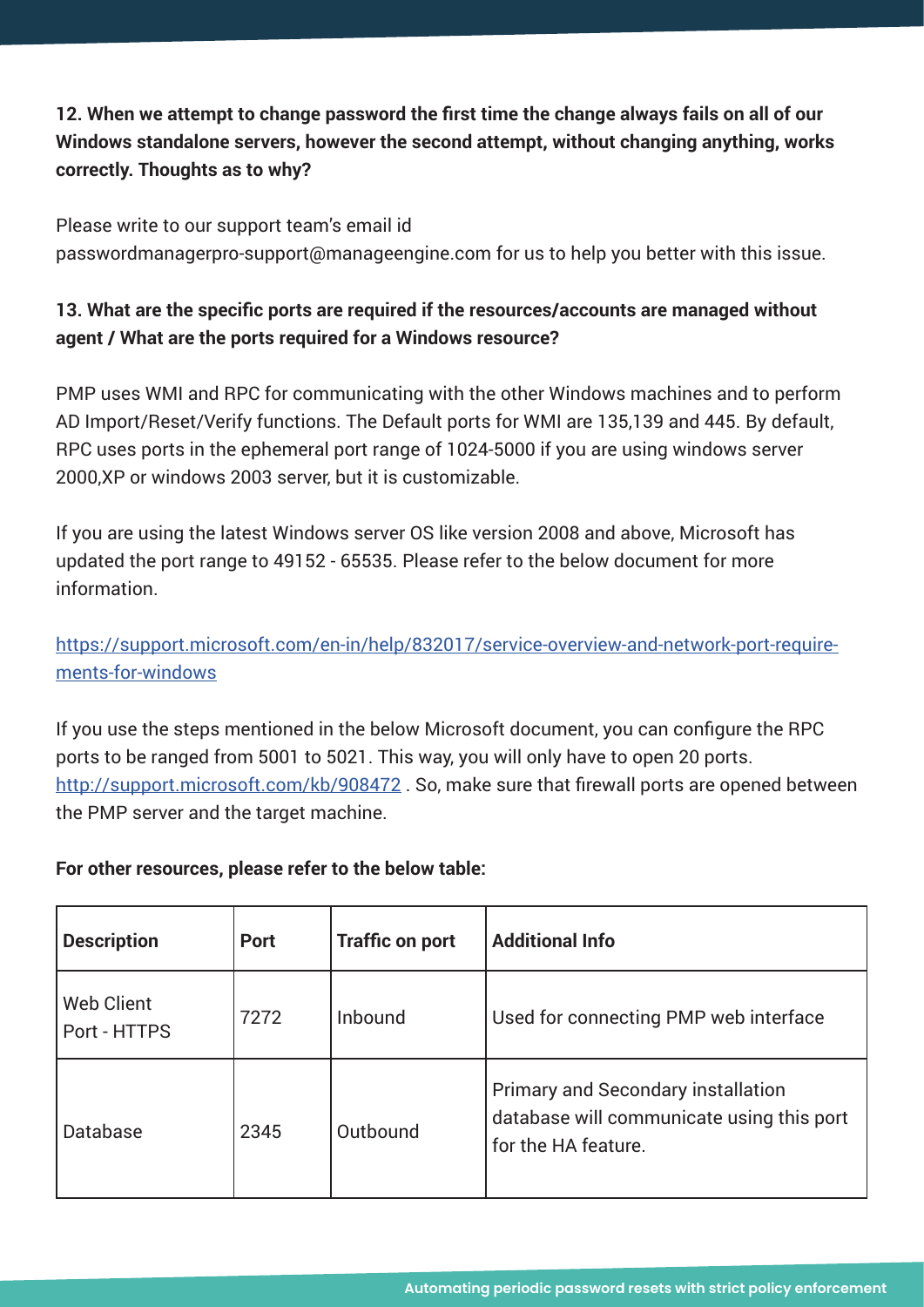**12. When we attempt to change password the first time the change always fails on all of our Windows standalone servers, however the second attempt, without changing anything, works correctly. Thoughts as to why?**

Please write to our support team's email id passwordmanagerpro-support@manageengine.com for us to help you better with this issue.

**13. What are the specific ports are required if the resources/accounts are managed without agent / What are the ports required for a Windows resource?**

PMP uses WMI and RPC for communicating with the other Windows machines and to perform AD Import/Reset/Verify functions. The Default ports for WMI are 135,139 and 445. By default, RPC uses ports in the ephemeral port range of 1024-5000 if you are using windows server 2000,XP or windows 2003 server, but it is customizable.

If you are using the latest Windows server OS like version 2008 and above, Microsoft has updated the port range to 49152 - 65535. Please refer to the below document for more information.

[https://support.microsoft.com/en-in/help/832017/service-overview-and-network-port-requirements-for-windows](https://support.microsoft.com/en-in/help/832017/service-overview-and-network-port-requirements-for-windows)

If you use the steps mentioned in the below Microsoft document, you can configure the RPC ports to be ranged from 5001 to 5021. This way, you will only have to open 20 ports. [http://support.microsoft.com/kb/908472](http://support.microsoft.com/kb/908472) . So, make sure that firewall ports are opened between the PMP server and the target machine.

**For other resources, please refer to the below table:**

| Description | Port | Traffic on port | Additional Info |
|---|---|---|---|
| Web Client Port - HTTPS | 7272 | Inbound | Used for connecting PMP web interface |
| Database | 2345 | Outbound | Primary and Secondary installation database will communicate using this port for the HA feature. |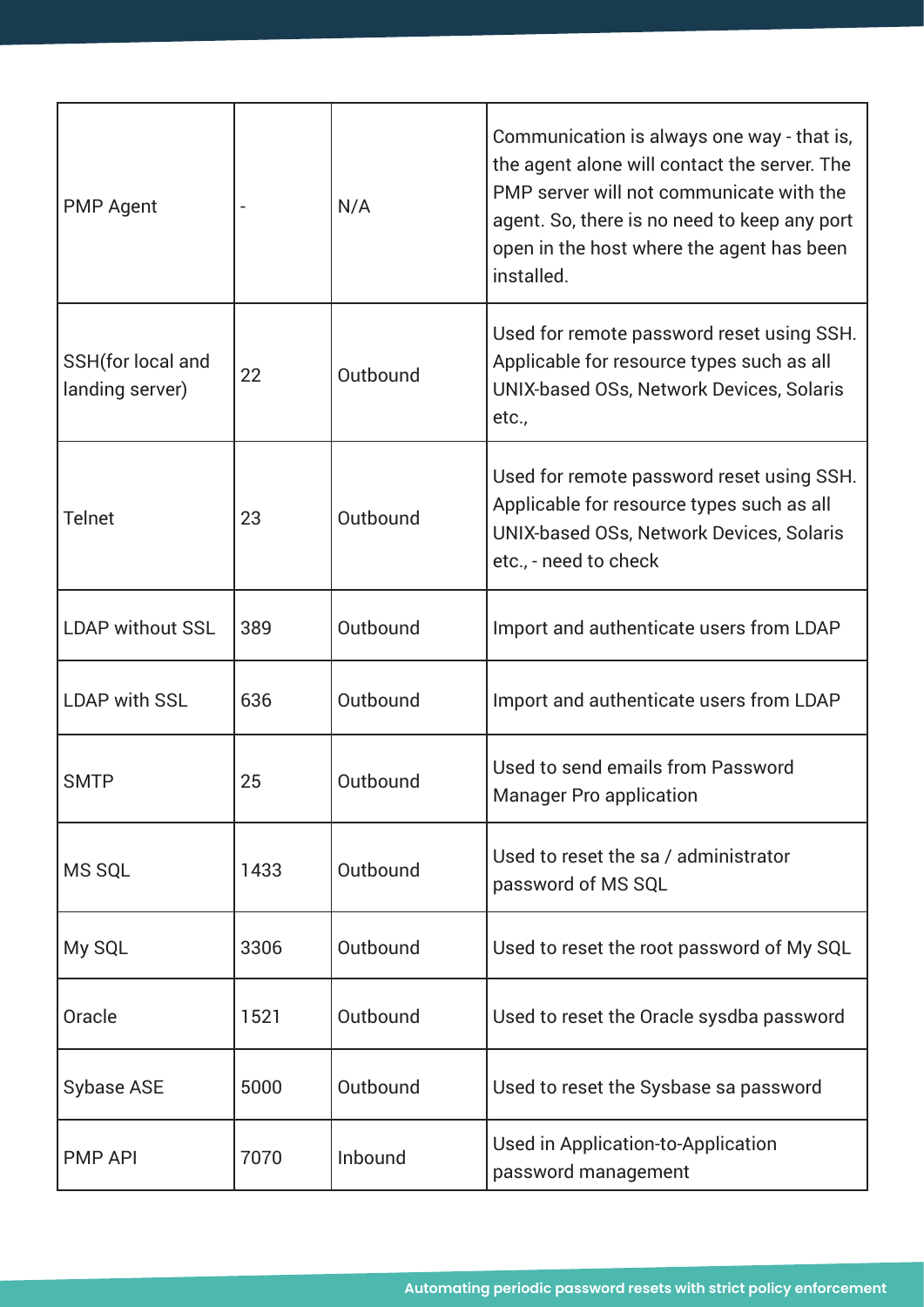| | | | |
|---|---|---|---|
| PMP Agent | - | N/A | Communication is always one way - that is, the agent alone will contact the server. The PMP server will not communicate with the agent. So, there is no need to keep any port open in the host where the agent has been installed. |
| SSH(for local and landing server) | 22 | Outbound | Used for remote password reset using SSH. Applicable for resource types such as all UNIX-based OSs, Network Devices, Solaris etc., |
| Telnet | 23 | Outbound | Used for remote password reset using SSH. Applicable for resource types such as all UNIX-based OSs, Network Devices, Solaris etc., - need to check |
| LDAP without SSL | 389 | Outbound | Import and authenticate users from LDAP |
| LDAP with SSL | 636 | Outbound | Import and authenticate users from LDAP |
| SMTP | 25 | Outbound | Used to send emails from Password Manager Pro application |
| MS SQL | 1433 | Outbound | Used to reset the sa / administrator password of MS SQL |
| My SQL | 3306 | Outbound | Used to reset the root password of My SQL |
| Oracle | 1521 | Outbound | Used to reset the Oracle sysdba password |
| Sybase ASE | 5000 | Outbound | Used to reset the Sysbase sa password |
| PMP API | 7070 | Inbound | Used in Application-to-Application password management |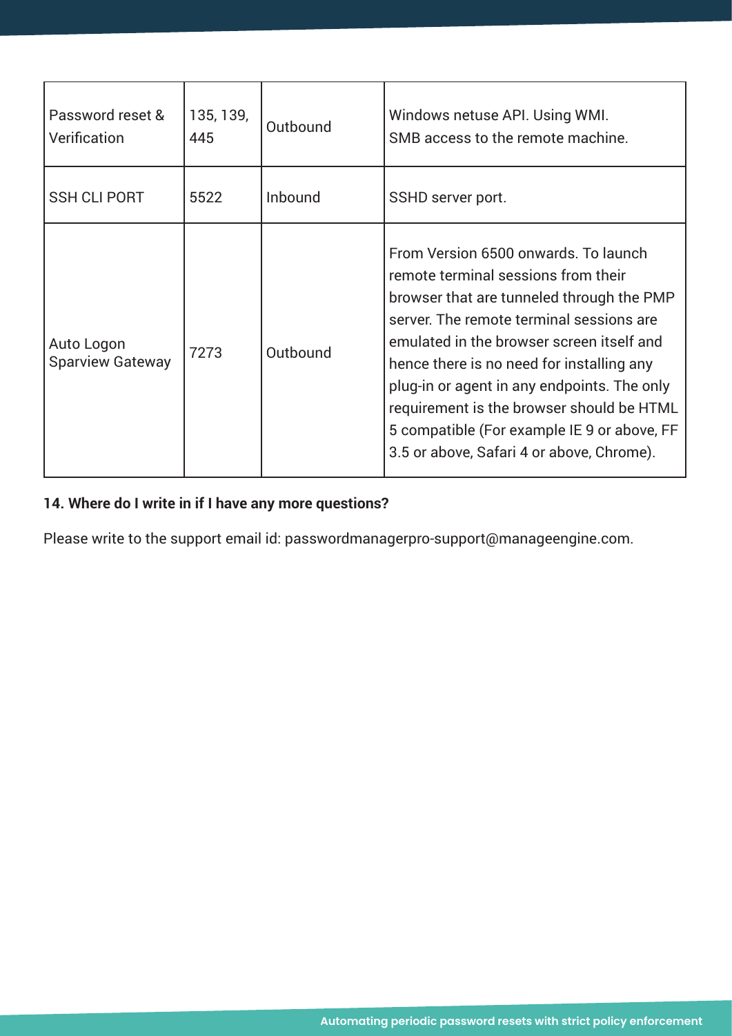| | | | |
|---|---|---|---|
| Password reset & Verification | 135, 139, 445 | Outbound | Windows netuse API. Using WMI. SMB access to the remote machine. |
| SSH CLI PORT | 5522 | Inbound | SSHD server port. |
| Auto Logon Sparview Gateway | 7273 | Outbound | From Version 6500 onwards. To launch remote terminal sessions from their browser that are tunneled through the PMP server. The remote terminal sessions are emulated in the browser screen itself and hence there is no need for installing any plug-in or agent in any endpoints. The only requirement is the browser should be HTML 5 compatible (For example IE 9 or above, FF 3.5 or above, Safari 4 or above, Chrome). |

**14. Where do I write in if I have any more questions?**

Please write to the support email id: passwordmanagerpro-support@manageengine.com.